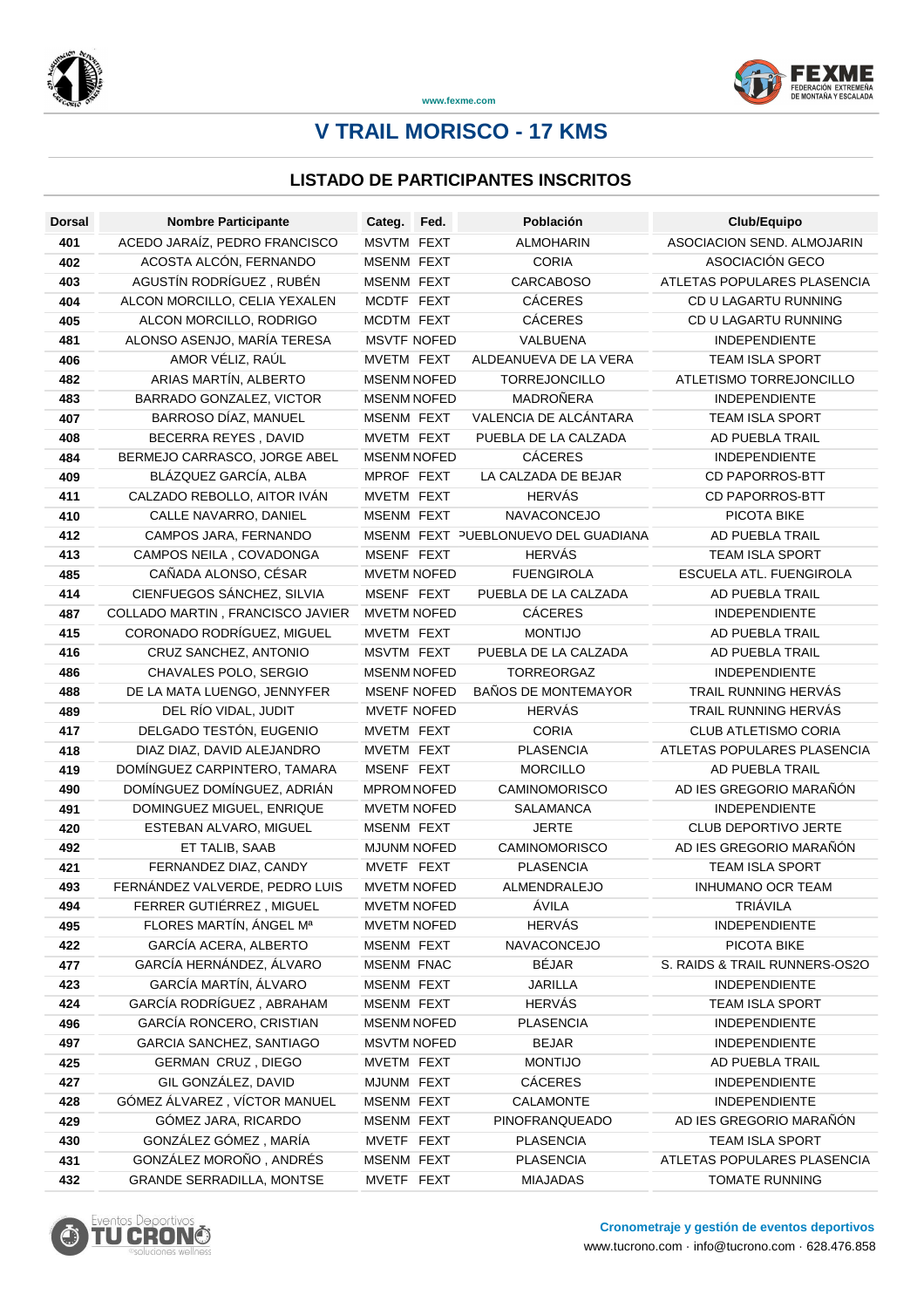www.fexme.com

# V TRAIL MORISCO - 17 KMS

## LISTADO DE PARTICIPANTES INSCRITOS

| Dorsal | Nombre Participante | Categ. | Fed. | Población | Club/Equipo |
|---|---|---|---|---|---|
| 401 | ACEDO JARAÍZ, PEDRO FRANCISCO | MSVTM | FEXT | ALMOHARIN | ASOCIACION SEND. ALMOJARIN |
| 402 | ACOSTA ALCÓN, FERNANDO | MSENM | FEXT | CORIA | ASOCIACIÓN GECO |
| 403 | AGUSTÍN RODRÍGUEZ , RUBÉN | MSENM | FEXT | CARCABOSO | ATLETAS POPULARES PLASENCIA |
| 404 | ALCON MORCILLO, CELIA YEXALEN | MCDTF | FEXT | CÁCERES | CD U LAGARTU RUNNING |
| 405 | ALCON MORCILLO, RODRIGO | MCDTM | FEXT | CÁCERES | CD U LAGARTU RUNNING |
| 481 | ALONSO ASENJO, MARÍA TERESA | MSVTF | NOFED | VALBUENA | INDEPENDIENTE |
| 406 | AMOR VÉLIZ, RAÚL | MVETM | FEXT | ALDEANUEVA DE LA VERA | TEAM ISLA SPORT |
| 482 | ARIAS MARTÍN, ALBERTO | MSENM | NOFED | TORREJONCILLO | ATLETISMO TORREJONCILLO |
| 483 | BARRADO GONZALEZ, VICTOR | MSENM | NOFED | MADROÑERA | INDEPENDIENTE |
| 407 | BARROSO DÍAZ, MANUEL | MSENM | FEXT | VALENCIA DE ALCÁNTARA | TEAM ISLA SPORT |
| 408 | BECERRA REYES , DAVID | MVETM | FEXT | PUEBLA DE LA CALZADA | AD PUEBLA TRAIL |
| 484 | BERMEJO CARRASCO, JORGE ABEL | MSENM | NOFED | CÁCERES | INDEPENDIENTE |
| 409 | BLÁZQUEZ GARCÍA, ALBA | MPROF | FEXT | LA CALZADA DE BEJAR | CD PAPORROS-BTT |
| 411 | CALZADO REBOLLO, AITOR IVÁN | MVETM | FEXT | HERVÁS | CD PAPORROS-BTT |
| 410 | CALLE NAVARRO, DANIEL | MSENM | FEXT | NAVACONCEJO | PICOTA BIKE |
| 412 | CAMPOS JARA, FERNANDO | MSENM | FEXT | PUEBLONUEVO DEL GUADIANA | AD PUEBLA TRAIL |
| 413 | CAMPOS NEILA , COVADONGA | MSENF | FEXT | HERVÁS | TEAM ISLA SPORT |
| 485 | CAÑADA ALONSO, CÉSAR | MVETM | NOFED | FUENGIROLA | ESCUELA ATL. FUENGIROLA |
| 414 | CIENFUEGOS SÁNCHEZ, SILVIA | MSENF | FEXT | PUEBLA DE LA CALZADA | AD PUEBLA TRAIL |
| 487 | COLLADO MARTIN , FRANCISCO JAVIER | MVETM | NOFED | CÁCERES | INDEPENDIENTE |
| 415 | CORONADO RODRÍGUEZ, MIGUEL | MVETM | FEXT | MONTIJO | AD PUEBLA TRAIL |
| 416 | CRUZ SANCHEZ, ANTONIO | MSVTM | FEXT | PUEBLA DE LA CALZADA | AD PUEBLA TRAIL |
| 486 | CHAVALES POLO, SERGIO | MSENM | NOFED | TORREORGAZ | INDEPENDIENTE |
| 488 | DE LA MATA LUENGO, JENNYFER | MSENF | NOFED | BAÑOS DE MONTEMAYOR | TRAIL RUNNING HERVÁS |
| 489 | DEL RÍO VIDAL, JUDIT | MVETF | NOFED | HERVÁS | TRAIL RUNNING HERVÁS |
| 417 | DELGADO TESTÓN, EUGENIO | MVETM | FEXT | CORIA | CLUB ATLETISMO CORIA |
| 418 | DIAZ DIAZ, DAVID ALEJANDRO | MVETM | FEXT | PLASENCIA | ATLETAS POPULARES PLASENCIA |
| 419 | DOMÍNGUEZ CARPINTERO, TAMARA | MSENF | FEXT | MORCILLO | AD PUEBLA TRAIL |
| 490 | DOMÍNGUEZ DOMÍNGUEZ, ADRIÁN | MPROM | NOFED | CAMINOMORISCO | AD IES GREGORIO MARAÑÓN |
| 491 | DOMINGUEZ MIGUEL, ENRIQUE | MVETM | NOFED | SALAMANCA | INDEPENDIENTE |
| 420 | ESTEBAN ALVARO, MIGUEL | MSENM | FEXT | JERTE | CLUB DEPORTIVO JERTE |
| 492 | ET TALIB, SAAB | MJUNM | NOFED | CAMINOMORISCO | AD IES GREGORIO MARAÑÓN |
| 421 | FERNANDEZ DIAZ, CANDY | MVETF | FEXT | PLASENCIA | TEAM ISLA SPORT |
| 493 | FERNÁNDEZ VALVERDE, PEDRO LUIS | MVETM | NOFED | ALMENDRALEJO | INHUMANO OCR TEAM |
| 494 | FERRER GUTIÉRREZ , MIGUEL | MVETM | NOFED | ÁVILA | TRIÁVILA |
| 495 | FLORES MARTÍN, ÁNGEL Mª | MVETM | NOFED | HERVÁS | INDEPENDIENTE |
| 422 | GARCÍA ACERA, ALBERTO | MSENM | FEXT | NAVACONCEJO | PICOTA BIKE |
| 477 | GARCÍA HERNÁNDEZ, ÁLVARO | MSENM | FNAC | BÉJAR | S. RAIDS & TRAIL RUNNERS-OS2O |
| 423 | GARCÍA MARTÍN, ÁLVARO | MSENM | FEXT | JARILLA | INDEPENDIENTE |
| 424 | GARCÍA RODRÍGUEZ , ABRAHAM | MSENM | FEXT | HERVÁS | TEAM ISLA SPORT |
| 496 | GARCÍA RONCERO, CRISTIAN | MSENM | NOFED | PLASENCIA | INDEPENDIENTE |
| 497 | GARCIA SANCHEZ, SANTIAGO | MSVTM | NOFED | BEJAR | INDEPENDIENTE |
| 425 | GERMAN CRUZ , DIEGO | MVETM | FEXT | MONTIJO | AD PUEBLA TRAIL |
| 427 | GIL GONZÁLEZ, DAVID | MJUNM | FEXT | CÁCERES | INDEPENDIENTE |
| 428 | GÓMEZ ÁLVAREZ , VÍCTOR MANUEL | MSENM | FEXT | CALAMONTE | INDEPENDIENTE |
| 429 | GÓMEZ JARA, RICARDO | MSENM | FEXT | PINOFRANQUEADO | AD IES GREGORIO MARAÑÓN |
| 430 | GONZÁLEZ GÓMEZ , MARÍA | MVETF | FEXT | PLASENCIA | TEAM ISLA SPORT |
| 431 | GONZÁLEZ MOROÑO , ANDRÉS | MSENM | FEXT | PLASENCIA | ATLETAS POPULARES PLASENCIA |
| 432 | GRANDE SERRADILLA, MONTSE | MVETF | FEXT | MIAJADAS | TOMATE RUNNING |

Cronometraje y gestión de eventos deportivos
www.tucrono.com · info@tucrono.com · 628.476.858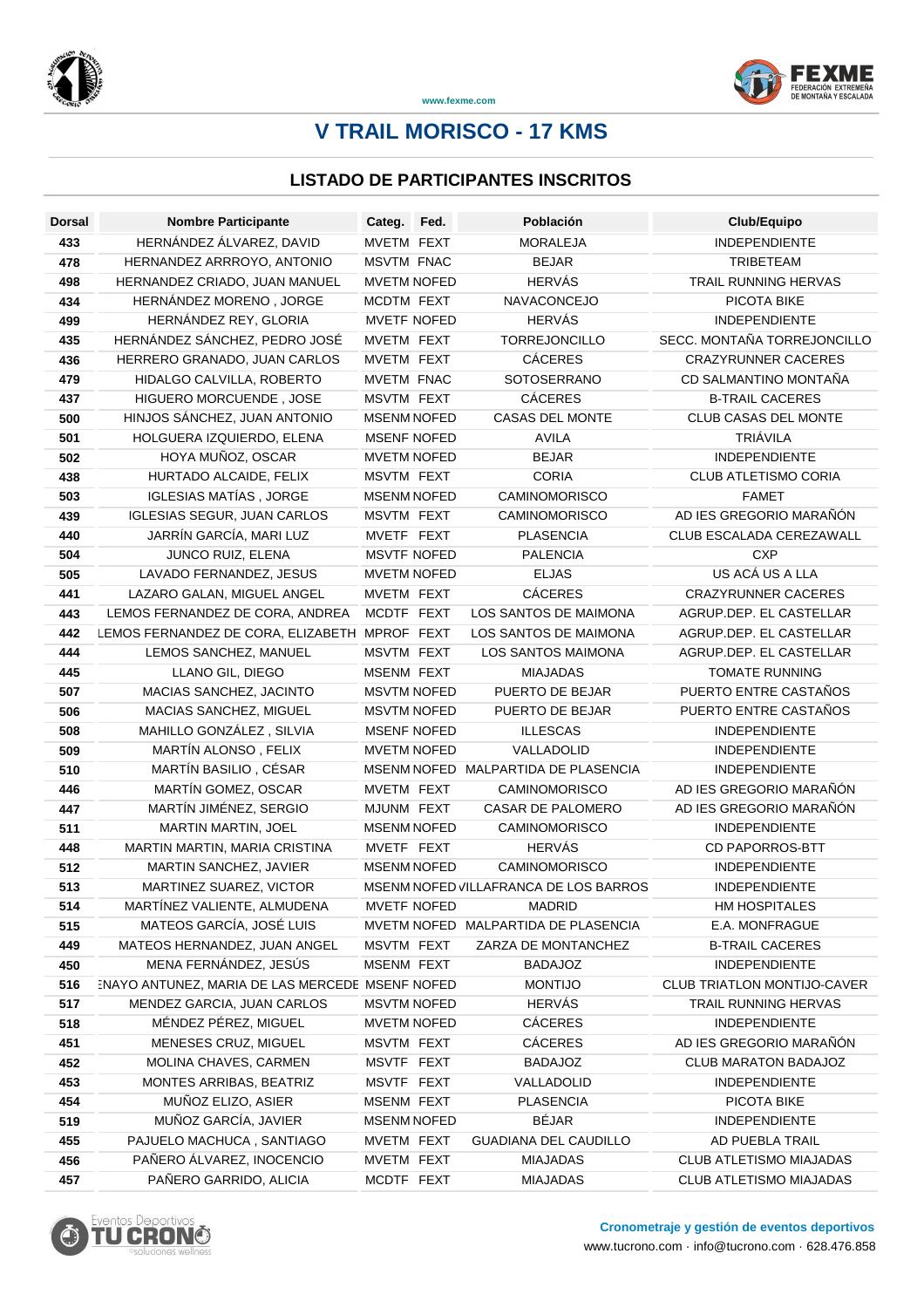# V TRAIL MORISCO - 17 KMS

## LISTADO DE PARTICIPANTES INSCRITOS

| Dorsal | Nombre Participante | Categ. | Fed. | Población | Club/Equipo |
|---|---|---|---|---|---|
| 433 | HERNÁNDEZ ÁLVAREZ, DAVID | MVETM | FEXT | MORALEJA | INDEPENDIENTE |
| 478 | HERNANDEZ ARRROYO, ANTONIO | MSVTM | FNAC | BEJAR | TRIBETEAM |
| 498 | HERNANDEZ CRIADO, JUAN MANUEL | MVETM | NOFED | HERVÁS | TRAIL RUNNING HERVAS |
| 434 | HERNÁNDEZ MORENO , JORGE | MCDTM | FEXT | NAVACONCEJO | PICOTA BIKE |
| 499 | HERNÁNDEZ REY, GLORIA | MVETF | NOFED | HERVÁS | INDEPENDIENTE |
| 435 | HERNÁNDEZ SÁNCHEZ, PEDRO JOSÉ | MVETM | FEXT | TORREJONCILLO | SECC. MONTAÑA TORREJONCILLO |
| 436 | HERRERO GRANADO, JUAN CARLOS | MVETM | FEXT | CÁCERES | CRAZYRUNNER CACERES |
| 479 | HIDALGO CALVILLA, ROBERTO | MVETM | FNAC | SOTOSERRANO | CD SALMANTINO MONTAÑA |
| 437 | HIGUERO MORCUENDE , JOSE | MSVTM | FEXT | CÁCERES | B-TRAIL CACERES |
| 500 | HINJOS SÁNCHEZ, JUAN ANTONIO | MSENM | NOFED | CASAS DEL MONTE | CLUB CASAS DEL MONTE |
| 501 | HOLGUERA IZQUIERDO, ELENA | MSENF | NOFED | AVILA | TRIÁVILA |
| 502 | HOYA MUÑOZ, OSCAR | MVETM | NOFED | BEJAR | INDEPENDIENTE |
| 438 | HURTADO ALCAIDE, FELIX | MSVTM | FEXT | CORIA | CLUB ATLETISMO CORIA |
| 503 | IGLESIAS MATÍAS , JORGE | MSENM | NOFED | CAMINOMORISCO | FAMET |
| 439 | IGLESIAS SEGUR, JUAN CARLOS | MSVTM | FEXT | CAMINOMORISCO | AD IES GREGORIO MARAÑÓN |
| 440 | JARRÍN GARCÍA, MARI LUZ | MVETF | FEXT | PLASENCIA | CLUB ESCALADA CEREZAWALL |
| 504 | JUNCO RUIZ, ELENA | MSVTF | NOFED | PALENCIA | CXP |
| 505 | LAVADO FERNANDEZ, JESUS | MVETM | NOFED | ELJAS | US ACÁ US A LLA |
| 441 | LAZARO GALAN, MIGUEL ANGEL | MVETM | FEXT | CÁCERES | CRAZYRUNNER CACERES |
| 443 | LEMOS FERNANDEZ DE CORA, ANDREA | MCDTF | FEXT | LOS SANTOS DE MAIMONA | AGRUP.DEP. EL CASTELLAR |
| 442 | LEMOS FERNANDEZ DE CORA, ELIZABETH | MPROF | FEXT | LOS SANTOS DE MAIMONA | AGRUP.DEP. EL CASTELLAR |
| 444 | LEMOS SANCHEZ, MANUEL | MSVTM | FEXT | LOS SANTOS MAIMONA | AGRUP.DEP. EL CASTELLAR |
| 445 | LLANO GIL, DIEGO | MSENM | FEXT | MIAJADAS | TOMATE RUNNING |
| 507 | MACIAS SANCHEZ, JACINTO | MSVTM | NOFED | PUERTO DE BEJAR | PUERTO ENTRE CASTAÑOS |
| 506 | MACIAS SANCHEZ, MIGUEL | MSVTM | NOFED | PUERTO DE BEJAR | PUERTO ENTRE CASTAÑOS |
| 508 | MAHILLO GONZÁLEZ , SILVIA | MSENF | NOFED | ILLESCAS | INDEPENDIENTE |
| 509 | MARTÍN ALONSO , FELIX | MVETM | NOFED | VALLADOLID | INDEPENDIENTE |
| 510 | MARTÍN BASILIO , CÉSAR | MSENM | NOFED | MALPARTIDA DE PLASENCIA | INDEPENDIENTE |
| 446 | MARTÍN GOMEZ, OSCAR | MVETM | FEXT | CAMINOMORISCO | AD IES GREGORIO MARAÑÓN |
| 447 | MARTÍN JIMÉNEZ, SERGIO | MJUNM | FEXT | CASAR DE PALOMERO | AD IES GREGORIO MARAÑÓN |
| 511 | MARTIN MARTIN, JOEL | MSENM | NOFED | CAMINOMORISCO | INDEPENDIENTE |
| 448 | MARTIN MARTIN, MARIA CRISTINA | MVETF | FEXT | HERVÁS | CD PAPORROS-BTT |
| 512 | MARTIN SANCHEZ, JAVIER | MSENM | NOFED | CAMINOMORISCO | INDEPENDIENTE |
| 513 | MARTINEZ SUAREZ, VICTOR | MSENM | NOFED | VILLAFRANCA DE LOS BARROS | INDEPENDIENTE |
| 514 | MARTÍNEZ VALIENTE, ALMUDENA | MVETF | NOFED | MADRID | HM HOSPITALES |
| 515 | MATEOS GARCÍA, JOSÉ LUIS | MVETM | NOFED | MALPARTIDA DE PLASENCIA | E.A. MONFRAGUE |
| 449 | MATEOS HERNANDEZ, JUAN ANGEL | MSVTM | FEXT | ZARZA DE MONTANCHEZ | B-TRAIL CACERES |
| 450 | MENA FERNÁNDEZ, JESÚS | MSENM | FEXT | BADAJOZ | INDEPENDIENTE |
| 516 | MENAYO ANTUNEZ, MARIA DE LAS MERCEDES | MSENF | NOFED | MONTIJO | CLUB TRIATLON MONTIJO-CAVER |
| 517 | MENDEZ GARCIA, JUAN CARLOS | MSVTM | NOFED | HERVÁS | TRAIL RUNNING HERVAS |
| 518 | MÉNDEZ PÉREZ, MIGUEL | MVETM | NOFED | CÁCERES | INDEPENDIENTE |
| 451 | MENESES CRUZ, MIGUEL | MSVTM | FEXT | CÁCERES | AD IES GREGORIO MARAÑÓN |
| 452 | MOLINA CHAVES, CARMEN | MSVTF | FEXT | BADAJOZ | CLUB MARATON BADAJOZ |
| 453 | MONTES ARRIBAS, BEATRIZ | MSVTF | FEXT | VALLADOLID | INDEPENDIENTE |
| 454 | MUÑOZ ELIZO, ASIER | MSENM | FEXT | PLASENCIA | PICOTA BIKE |
| 519 | MUÑOZ GARCÍA, JAVIER | MSENM | NOFED | BÉJAR | INDEPENDIENTE |
| 455 | PAJUELO MACHUCA , SANTIAGO | MVETM | FEXT | GUADIANA DEL CAUDILLO | AD PUEBLA TRAIL |
| 456 | PAÑERO ÁLVAREZ, INOCENCIO | MVETM | FEXT | MIAJADAS | CLUB ATLETISMO MIAJADAS |
| 457 | PAÑERO GARRIDO, ALICIA | MCDTF | FEXT | MIAJADAS | CLUB ATLETISMO MIAJADAS |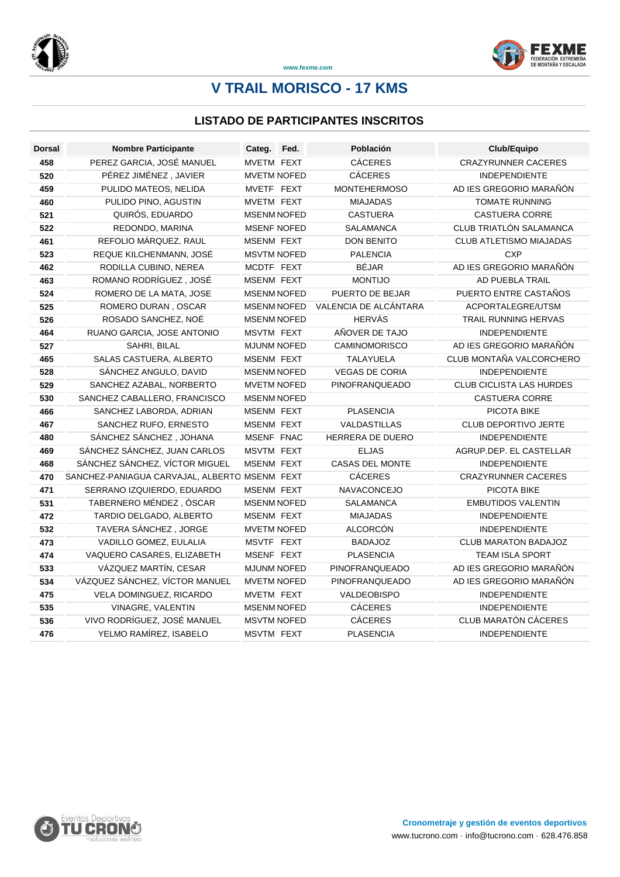www.fexme.com

# V TRAIL MORISCO - 17 KMS

## LISTADO DE PARTICIPANTES INSCRITOS

| Dorsal | Nombre Participante | Categ. | Fed. | Población | Club/Equipo |
|---|---|---|---|---|---|
| 458 | PEREZ GARCIA, JOSÉ MANUEL | MVETM | FEXT | CÁCERES | CRAZYRUNNER CACERES |
| 520 | PÉREZ JIMÉNEZ , JAVIER | MVETM | NOFED | CÁCERES | INDEPENDIENTE |
| 459 | PULIDO MATEOS, NELIDA | MVETF | FEXT | MONTEHERMOSO | AD IES GREGORIO MARAÑÓN |
| 460 | PULIDO PINO, AGUSTIN | MVETM | FEXT | MIAJADAS | TOMATE RUNNING |
| 521 | QUIRÓS, EDUARDO | MSENM | NOFED | CASTUERA | CASTUERA CORRE |
| 522 | REDONDO, MARINA | MSENF | NOFED | SALAMANCA | CLUB TRIATLÓN SALAMANCA |
| 461 | REFOLIO MÁRQUEZ, RAUL | MSENM | FEXT | DON BENITO | CLUB ATLETISMO MIAJADAS |
| 523 | REQUE KILCHENMANN, JOSÉ | MSVTM | NOFED | PALENCIA | CXP |
| 462 | RODILLA CUBINO, NEREA | MCDTF | FEXT | BÉJAR | AD IES GREGORIO MARAÑÓN |
| 463 | ROMANO RODRÍGUEZ , JOSÉ | MSENM | FEXT | MONTIJO | AD PUEBLA TRAIL |
| 524 | ROMERO DE LA MATA, JOSE | MSENM | NOFED | PUERTO DE BEJAR | PUERTO ENTRE CASTAÑOS |
| 525 | ROMERO DURAN , OSCAR | MSENM | NOFED | VALENCIA DE ALCÁNTARA | ACPORTALEGRE/UTSM |
| 526 | ROSADO SANCHEZ, NOÉ | MSENM | NOFED | HERVÁS | TRAIL RUNNING HERVAS |
| 464 | RUANO GARCIA, JOSE ANTONIO | MSVTM | FEXT | AÑOVER DE TAJO | INDEPENDIENTE |
| 527 | SAHRI, BILAL | MJUNM | NOFED | CAMINOMORISCO | AD IES GREGORIO MARAÑÓN |
| 465 | SALAS CASTUERA, ALBERTO | MSENM | FEXT | TALAYUELA | CLUB MONTAÑA VALCORCHERO |
| 528 | SÁNCHEZ ANGULO, DAVID | MSENM | NOFED | VEGAS DE CORIA | INDEPENDIENTE |
| 529 | SANCHEZ AZABAL, NORBERTO | MVETM | NOFED | PINOFRANQUEADO | CLUB CICLISTA LAS HURDES |
| 530 | SANCHEZ CABALLERO, FRANCISCO | MSENM | NOFED | | CASTUERA CORRE |
| 466 | SANCHEZ LABORDA, ADRIAN | MSENM | FEXT | PLASENCIA | PICOTA BIKE |
| 467 | SANCHEZ RUFO, ERNESTO | MSENM | FEXT | VALDASTILLAS | CLUB DEPORTIVO JERTE |
| 480 | SÁNCHEZ SÁNCHEZ , JOHANA | MSENF | FNAC | HERRERA DE DUERO | INDEPENDIENTE |
| 469 | SÁNCHEZ SÁNCHEZ, JUAN CARLOS | MSVTM | FEXT | ELJAS | AGRUP.DEP. EL CASTELLAR |
| 468 | SÁNCHEZ SÁNCHEZ, VÍCTOR MIGUEL | MSENM | FEXT | CASAS DEL MONTE | INDEPENDIENTE |
| 470 | SANCHEZ-PANIAGUA CARVAJAL, ALBERTO | MSENM | FEXT | CÁCERES | CRAZYRUNNER CACERES |
| 471 | SERRANO IZQUIERDO, EDUARDO | MSENM | FEXT | NAVACONCEJO | PICOTA BIKE |
| 531 | TABERNERO MÉNDEZ , ÓSCAR | MSENM | NOFED | SALAMANCA | EMBUTIDOS VALENTIN |
| 472 | TARDIO DELGADO, ALBERTO | MSENM | FEXT | MIAJADAS | INDEPENDIENTE |
| 532 | TAVERA SÁNCHEZ , JORGE | MVETM | NOFED | ALCORCÓN | INDEPENDIENTE |
| 473 | VADILLO GOMEZ, EULALIA | MSVTF | FEXT | BADAJOZ | CLUB MARATON BADAJOZ |
| 474 | VAQUERO CASARES, ELIZABETH | MSENF | FEXT | PLASENCIA | TEAM ISLA SPORT |
| 533 | VÁZQUEZ MARTÍN, CESAR | MJUNM | NOFED | PINOFRANQUEADO | AD IES GREGORIO MARAÑÓN |
| 534 | VÁZQUEZ SÁNCHEZ, VÍCTOR MANUEL | MVETM | NOFED | PINOFRANQUEADO | AD IES GREGORIO MARAÑÓN |
| 475 | VELA DOMINGUEZ, RICARDO | MVETM | FEXT | VALDEOBISPO | INDEPENDIENTE |
| 535 | VINAGRE, VALENTIN | MSENM | NOFED | CÁCERES | INDEPENDIENTE |
| 536 | VIVO RODRÍGUEZ, JOSÉ MANUEL | MSVTM | NOFED | CÁCERES | CLUB MARATÓN CÁCERES |
| 476 | YELMO RAMÍREZ, ISABELO | MSVTM | FEXT | PLASENCIA | INDEPENDIENTE |

**Cronometraje y gestión de eventos deportivos**
www.tucrono.com · info@tucrono.com · 628.476.858